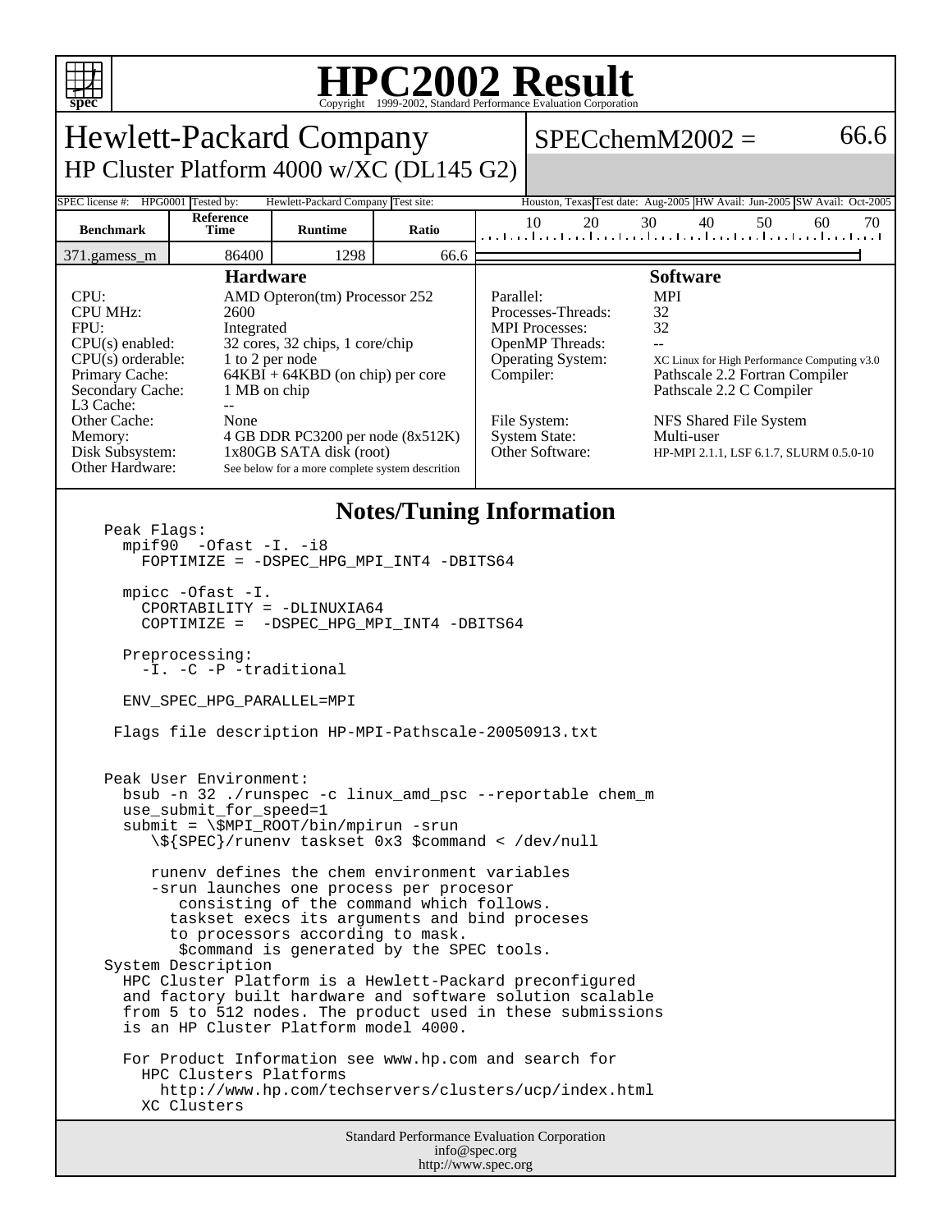# HPC2002 Result

Copyright 1999-2002, Standard Performance Evaluation Corporation

## Hewlett-Packard Company
### HP Cluster Platform 4000 w/XC (DL145 G2)

SPECchemM2002 = 66.6

SPEC license #: HPG0001 | Tested by: Hewlett-Packard Company | Test site: Houston, Texas | Test date: Aug-2005 | HW Avail: Jun-2005 | SW Avail: Oct-2005

| Benchmark | Reference Time | Runtime | Ratio |
|---|---|---|---|
| 371.gamess_m | 86400 | 1298 | 66.6 |

### Hardware

| | |
|---|---|
| CPU: | AMD Opteron(tm) Processor 252 |
| CPU MHz: | 2600 |
| FPU: | Integrated |
| CPU(s) enabled: | 32 cores, 32 chips, 1 core/chip |
| CPU(s) orderable: | 1 to 2 per node |
| Primary Cache: | 64KBI + 64KBD (on chip) per core |
| Secondary Cache: | 1 MB on chip |
| L3 Cache: | -- |
| Other Cache: | None |
| Memory: | 4 GB DDR PC3200 per node (8x512K) |
| Disk Subsystem: | 1x80GB SATA disk (root) |
| Other Hardware: | See below for a more complete system descrition |

### Software

| | |
|---|---|
| Parallel: | MPI |
| Processes-Threads: | 32 |
| MPI Processes: | 32 |
| OpenMP Threads: | -- |
| Operating System: | XC Linux for High Performance Computing v3.0 |
| Compiler: | Pathscale 2.2 Fortran Compiler<br>Pathscale 2.2 C Compiler |
| File System: | NFS Shared File System |
| System State: | Multi-user |
| Other Software: | HP-MPI 2.1.1, LSF 6.1.7, SLURM 0.5.0-10 |

### Notes/Tuning Information

```
Peak Flags:
  mpif90  -Ofast -I. -i8
    FOPTIMIZE = -DSPEC_HPG_MPI_INT4 -DBITS64

  mpicc -Ofast -I.
    CPORTABILITY = -DLINUXIA64
    COPTIMIZE =  -DSPEC_HPG_MPI_INT4 -DBITS64

  Preprocessing:
    -I. -C -P -traditional

  ENV_SPEC_HPG_PARALLEL=MPI

 Flags file description HP-MPI-Pathscale-20050913.txt


Peak User Environment:
  bsub -n 32 ./runspec -c linux_amd_psc --reportable chem_m
  use_submit_for_speed=1
  submit = \$MPI_ROOT/bin/mpirun -srun
     \${SPEC}/runenv taskset 0x3 $command < /dev/null

     runenv defines the chem environment variables
     -srun launches one process per procesor
        consisting of the command which follows.
       taskset execs its arguments and bind proceses
       to processors according to mask.
        $command is generated by the SPEC tools.
System Description
  HPC Cluster Platform is a Hewlett-Packard preconfigured
  and factory built hardware and software solution scalable
  from 5 to 512 nodes. The product used in these submissions
  is an HP Cluster Platform model 4000.

  For Product Information see www.hp.com and search for
    HPC Clusters Platforms
      http://www.hp.com/techservers/clusters/ucp/index.html
    XC Clusters
```

Standard Performance Evaluation Corporation
info@spec.org
http://www.spec.org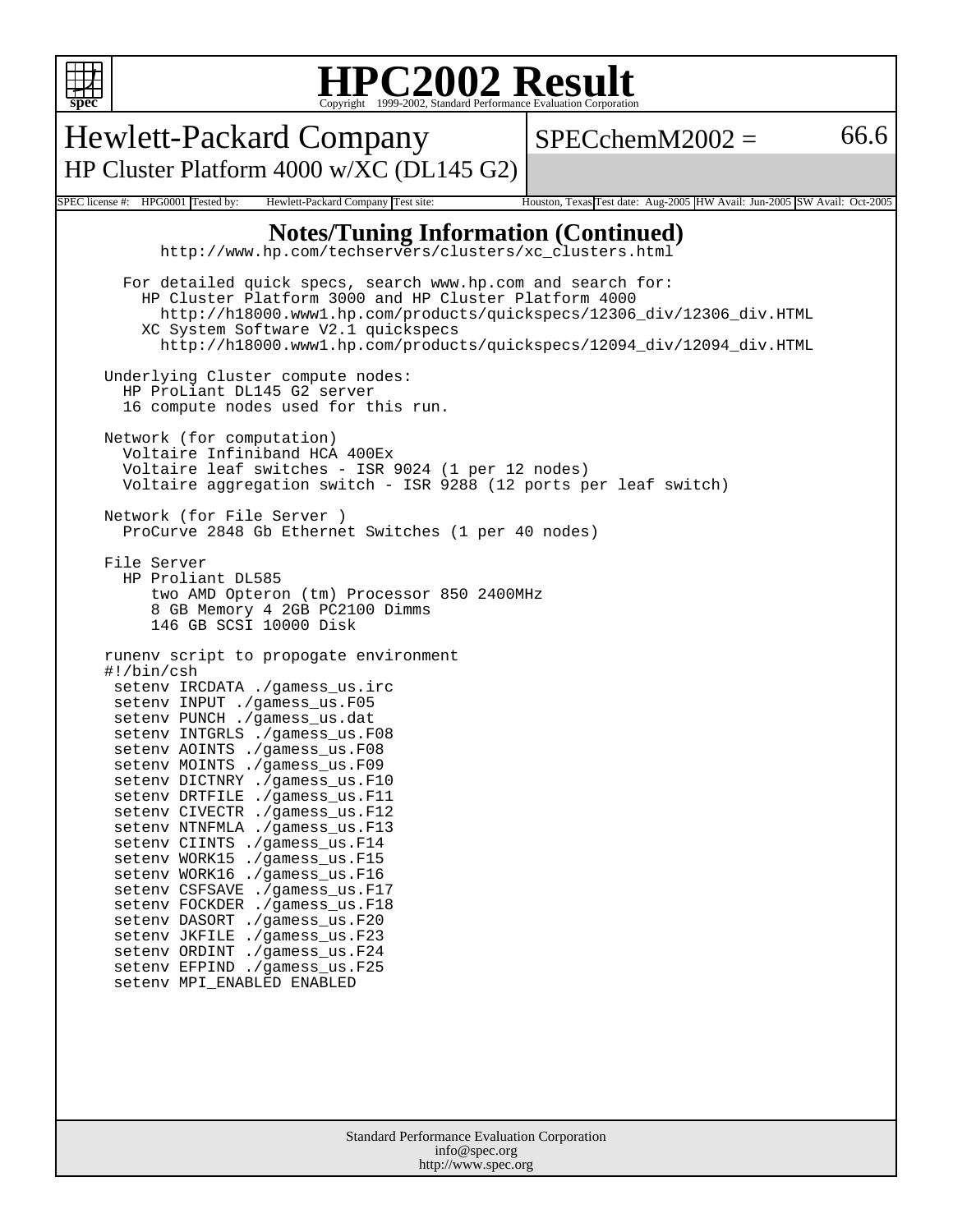# HPC2002 Result

Copyright 1999-2002, Standard Performance Evaluation Corporation

## Hewlett-Packard Company

HP Cluster Platform 4000 w/XC (DL145 G2)

SPECchemM2002 = 66.6

| SPEC license #: | HPG0001 | Tested by: | Hewlett-Packard Company | Test site: | Houston, Texas | Test date: | Aug-2005 | HW Avail: | Jun-2005 | SW Avail: | Oct-2005 |
|---|---|---|---|---|---|---|---|---|---|---|---|

### Notes/Tuning Information (Continued)

```
        http://www.hp.com/techservers/clusters/xc_clusters.html

      For detailed quick specs, search www.hp.com and search for:
        HP Cluster Platform 3000 and HP Cluster Platform 4000
          http://h18000.www1.hp.com/products/quickspecs/12306_div/12306_div.HTML
        XC System Software V2.1 quickspecs
          http://h18000.www1.hp.com/products/quickspecs/12094_div/12094_div.HTML

    Underlying Cluster compute nodes:
      HP ProLiant DL145 G2 server
      16 compute nodes used for this run.

    Network (for computation)
      Voltaire Infiniband HCA 400Ex
      Voltaire leaf switches - ISR 9024 (1 per 12 nodes)
      Voltaire aggregation switch - ISR 9288 (12 ports per leaf switch)

    Network (for File Server )
      ProCurve 2848 Gb Ethernet Switches (1 per 40 nodes)

    File Server
      HP Proliant DL585
         two AMD Opteron (tm) Processor 850 2400MHz
         8 GB Memory 4 2GB PC2100 Dimms
         146 GB SCSI 10000 Disk

    runenv script to propogate environment
    #!/bin/csh
     setenv IRCDATA ./gamess_us.irc
     setenv INPUT ./gamess_us.F05
     setenv PUNCH ./gamess_us.dat
     setenv INTGRLS ./gamess_us.F08
     setenv AOINTS ./gamess_us.F08
     setenv MOINTS ./gamess_us.F09
     setenv DICTNRY ./gamess_us.F10
     setenv DRTFILE ./gamess_us.F11
     setenv CIVECTR ./gamess_us.F12
     setenv NTNFMLA ./gamess_us.F13
     setenv CIINTS ./gamess_us.F14
     setenv WORK15 ./gamess_us.F15
     setenv WORK16 ./gamess_us.F16
     setenv CSFSAVE ./gamess_us.F17
     setenv FOCKDER ./gamess_us.F18
     setenv DASORT ./gamess_us.F20
     setenv JKFILE ./gamess_us.F23
     setenv ORDINT ./gamess_us.F24
     setenv EFPIND ./gamess_us.F25
     setenv MPI_ENABLED ENABLED
```

Standard Performance Evaluation Corporation
info@spec.org
http://www.spec.org